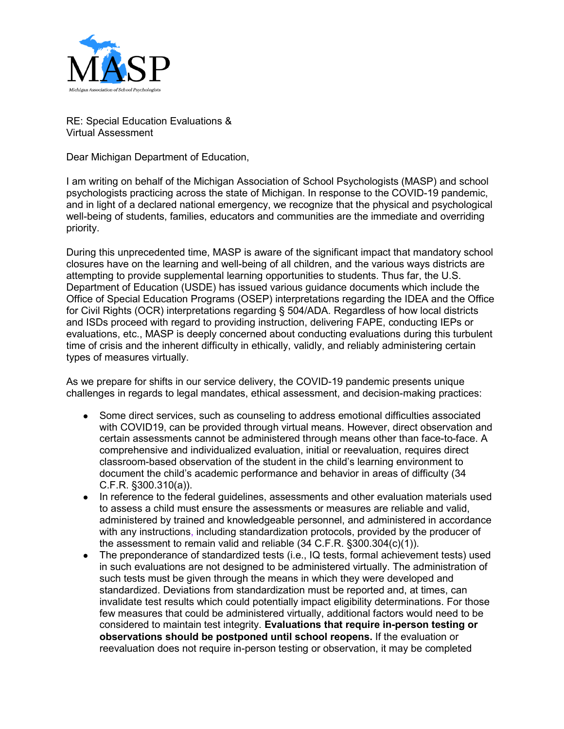MASP

Michigan Association of School Psychologists

RE: Special Education Evaluations &
Virtual Assessment

Dear Michigan Department of Education,

I am writing on behalf of the Michigan Association of School Psychologists (MASP) and school psychologists practicing across the state of Michigan. In response to the COVID-19 pandemic, and in light of a declared national emergency, we recognize that the physical and psychological well-being of students, families, educators and communities are the immediate and overriding priority.

During this unprecedented time, MASP is aware of the significant impact that mandatory school closures have on the learning and well-being of all children, and the various ways districts are attempting to provide supplemental learning opportunities to students. Thus far, the U.S. Department of Education (USDE) has issued various guidance documents which include the Office of Special Education Programs (OSEP) interpretations regarding the IDEA and the Office for Civil Rights (OCR) interpretations regarding § 504/ADA. Regardless of how local districts and ISDs proceed with regard to providing instruction, delivering FAPE, conducting IEPs or evaluations, etc., MASP is deeply concerned about conducting evaluations during this turbulent time of crisis and the inherent difficulty in ethically, validly, and reliably administering certain types of measures virtually.

As we prepare for shifts in our service delivery, the COVID-19 pandemic presents unique challenges in regards to legal mandates, ethical assessment, and decision-making practices:

- Some direct services, such as counseling to address emotional difficulties associated with COVID19, can be provided through virtual means. However, direct observation and certain assessments cannot be administered through means other than face-to-face. A comprehensive and individualized evaluation, initial or reevaluation, requires direct classroom-based observation of the student in the child's learning environment to document the child's academic performance and behavior in areas of difficulty (34 C.F.R. §300.310(a)).
- In reference to the federal guidelines, assessments and other evaluation materials used to assess a child must ensure the assessments or measures are reliable and valid, administered by trained and knowledgeable personnel, and administered in accordance with any instructions, including standardization protocols, provided by the producer of the assessment to remain valid and reliable (34 C.F.R. §300.304(c)(1)).
- The preponderance of standardized tests (i.e., IQ tests, formal achievement tests) used in such evaluations are not designed to be administered virtually. The administration of such tests must be given through the means in which they were developed and standardized. Deviations from standardization must be reported and, at times, can invalidate test results which could potentially impact eligibility determinations. For those few measures that could be administered virtually, additional factors would need to be considered to maintain test integrity. **Evaluations that require in-person testing or observations should be postponed until school reopens.** If the evaluation or reevaluation does not require in-person testing or observation, it may be completed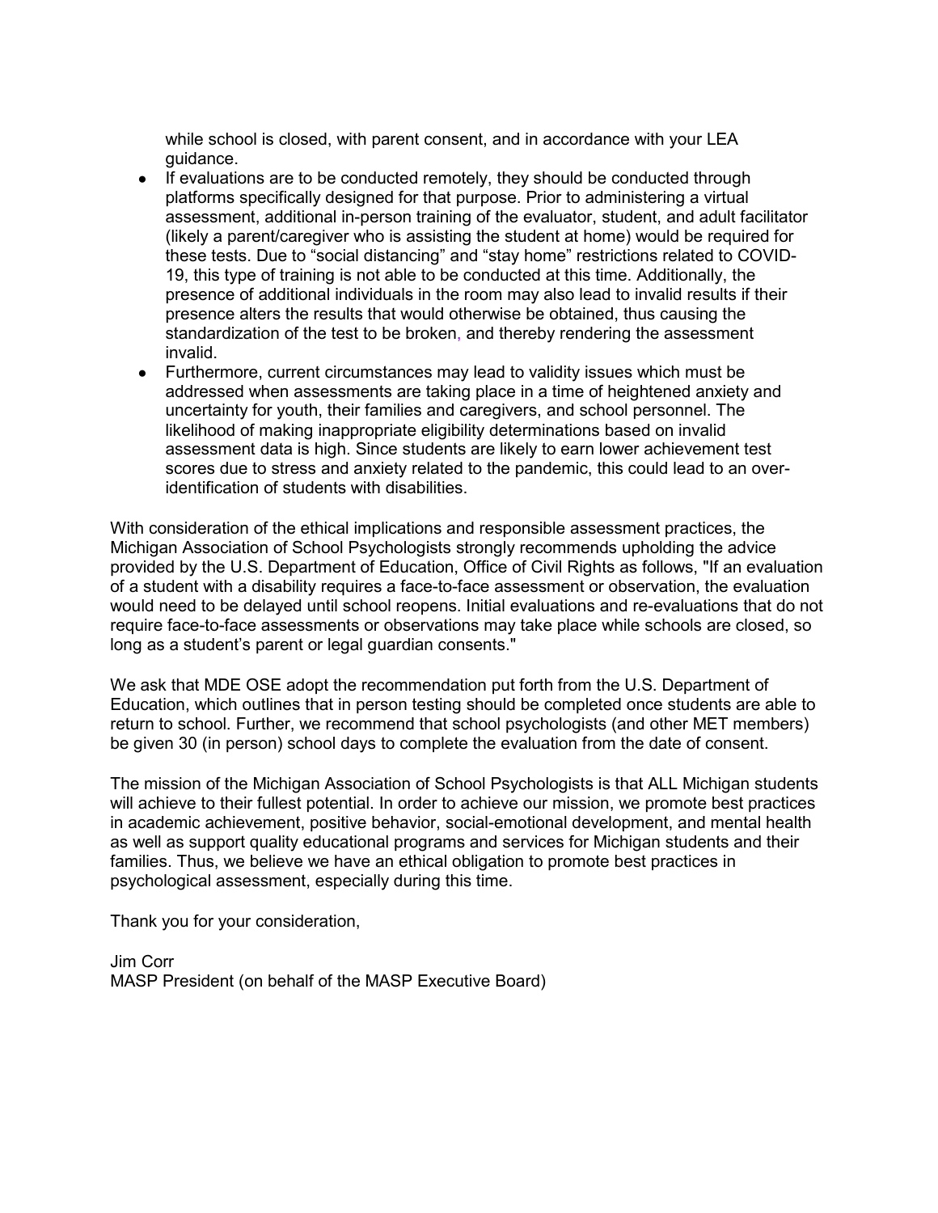while school is closed, with parent consent, and in accordance with your LEA guidance.

- If evaluations are to be conducted remotely, they should be conducted through platforms specifically designed for that purpose. Prior to administering a virtual assessment, additional in-person training of the evaluator, student, and adult facilitator (likely a parent/caregiver who is assisting the student at home) would be required for these tests. Due to "social distancing" and "stay home" restrictions related to COVID-19, this type of training is not able to be conducted at this time. Additionally, the presence of additional individuals in the room may also lead to invalid results if their presence alters the results that would otherwise be obtained, thus causing the standardization of the test to be broken, and thereby rendering the assessment invalid.
- Furthermore, current circumstances may lead to validity issues which must be addressed when assessments are taking place in a time of heightened anxiety and uncertainty for youth, their families and caregivers, and school personnel. The likelihood of making inappropriate eligibility determinations based on invalid assessment data is high. Since students are likely to earn lower achievement test scores due to stress and anxiety related to the pandemic, this could lead to an over-identification of students with disabilities.

With consideration of the ethical implications and responsible assessment practices, the Michigan Association of School Psychologists strongly recommends upholding the advice provided by the U.S. Department of Education, Office of Civil Rights as follows, "If an evaluation of a student with a disability requires a face-to-face assessment or observation, the evaluation would need to be delayed until school reopens. Initial evaluations and re-evaluations that do not require face-to-face assessments or observations may take place while schools are closed, so long as a student's parent or legal guardian consents."

We ask that MDE OSE adopt the recommendation put forth from the U.S. Department of Education, which outlines that in person testing should be completed once students are able to return to school. Further, we recommend that school psychologists (and other MET members) be given 30 (in person) school days to complete the evaluation from the date of consent.

The mission of the Michigan Association of School Psychologists is that ALL Michigan students will achieve to their fullest potential. In order to achieve our mission, we promote best practices in academic achievement, positive behavior, social-emotional development, and mental health as well as support quality educational programs and services for Michigan students and their families. Thus, we believe we have an ethical obligation to promote best practices in psychological assessment, especially during this time.

Thank you for your consideration,

Jim Corr
MASP President (on behalf of the MASP Executive Board)